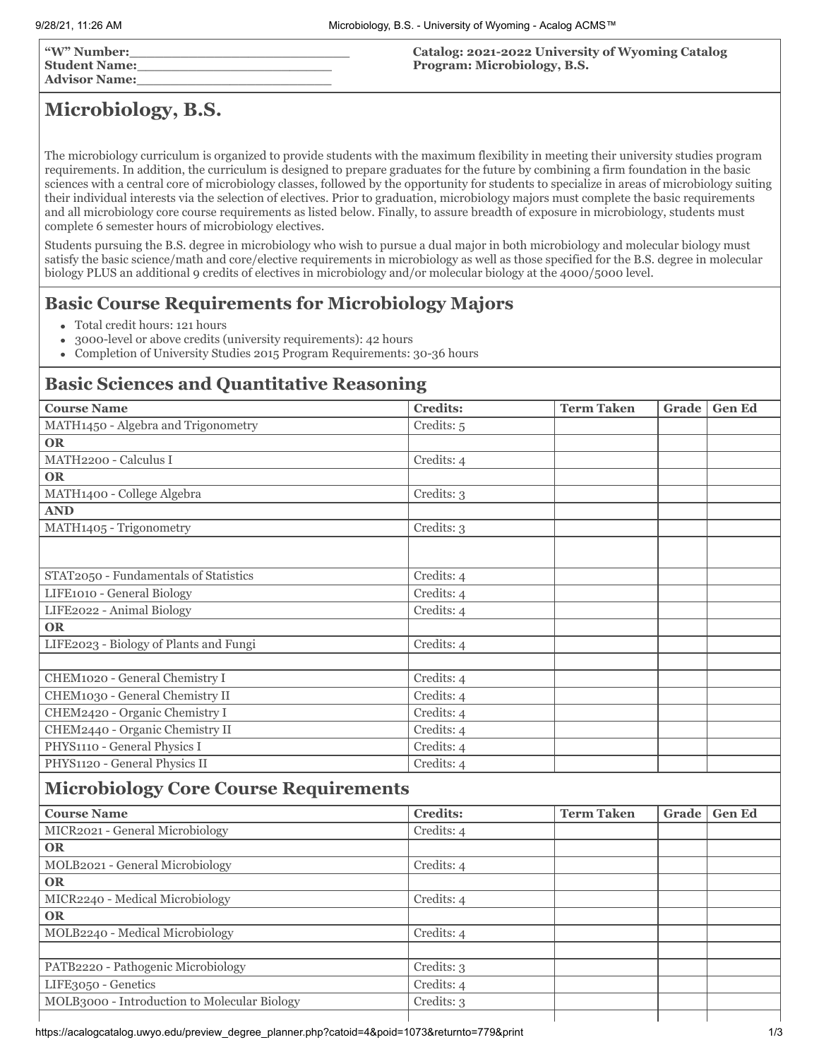"W" Number:_______________________
Student Name:_____________________
Advisor Name:_____________________

**Catalog: 2021-2022 University of Wyoming Catalog**
**Program: Microbiology, B.S.**

# Microbiology, B.S.

The microbiology curriculum is organized to provide students with the maximum flexibility in meeting their university studies program requirements. In addition, the curriculum is designed to prepare graduates for the future by combining a firm foundation in the basic sciences with a central core of microbiology classes, followed by the opportunity for students to specialize in areas of microbiology suiting their individual interests via the selection of electives. Prior to graduation, microbiology majors must complete the basic requirements and all microbiology core course requirements as listed below. Finally, to assure breadth of exposure in microbiology, students must complete 6 semester hours of microbiology electives.

Students pursuing the B.S. degree in microbiology who wish to pursue a dual major in both microbiology and molecular biology must satisfy the basic science/math and core/elective requirements in microbiology as well as those specified for the B.S. degree in molecular biology PLUS an additional 9 credits of electives in microbiology and/or molecular biology at the 4000/5000 level.

## Basic Course Requirements for Microbiology Majors

- Total credit hours: 121 hours
- 3000-level or above credits (university requirements): 42 hours
- Completion of University Studies 2015 Program Requirements: 30-36 hours

## Basic Sciences and Quantitative Reasoning

| Course Name | Credits: | Term Taken | Grade | Gen Ed |
|---|---|---|---|---|
| MATH1450 - Algebra and Trigonometry | Credits: 5 | | | |
| **OR** | | | | |
| MATH2200 - Calculus I | Credits: 4 | | | |
| **OR** | | | | |
| MATH1400 - College Algebra | Credits: 3 | | | |
| **AND** | | | | |
| MATH1405 - Trigonometry | Credits: 3 | | | |
| | | | | |
| STAT2050 - Fundamentals of Statistics | Credits: 4 | | | |
| LIFE1010 - General Biology | Credits: 4 | | | |
| LIFE2022 - Animal Biology | Credits: 4 | | | |
| **OR** | | | | |
| LIFE2023 - Biology of Plants and Fungi | Credits: 4 | | | |
| | | | | |
| CHEM1020 - General Chemistry I | Credits: 4 | | | |
| CHEM1030 - General Chemistry II | Credits: 4 | | | |
| CHEM2420 - Organic Chemistry I | Credits: 4 | | | |
| CHEM2440 - Organic Chemistry II | Credits: 4 | | | |
| PHYS1110 - General Physics I | Credits: 4 | | | |
| PHYS1120 - General Physics II | Credits: 4 | | | |

## Microbiology Core Course Requirements

| Course Name | Credits: | Term Taken | Grade | Gen Ed |
|---|---|---|---|---|
| MICR2021 - General Microbiology | Credits: 4 | | | |
| **OR** | | | | |
| MOLB2021 - General Microbiology | Credits: 4 | | | |
| **OR** | | | | |
| MICR2240 - Medical Microbiology | Credits: 4 | | | |
| **OR** | | | | |
| MOLB2240 - Medical Microbiology | Credits: 4 | | | |
| | | | | |
| PATB2220 - Pathogenic Microbiology | Credits: 3 | | | |
| LIFE3050 - Genetics | Credits: 4 | | | |
| MOLB3000 - Introduction to Molecular Biology | Credits: 3 | | | |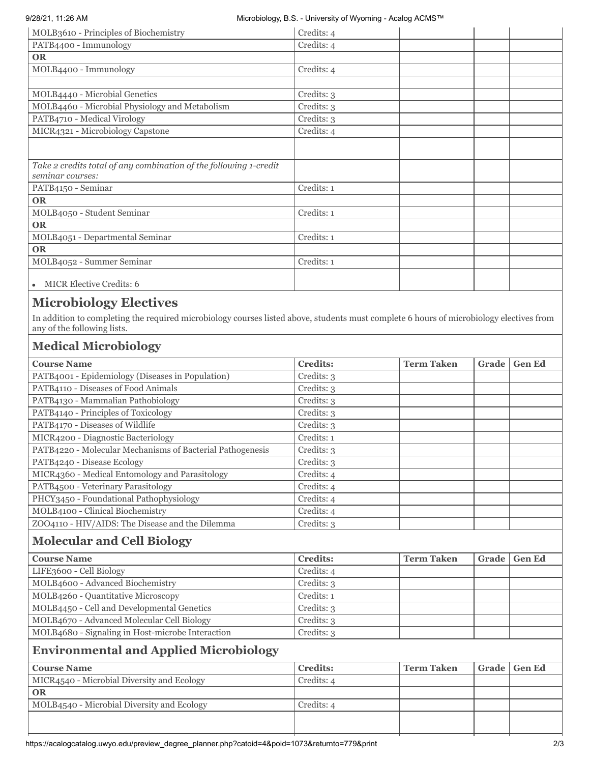| | | | | |
|---|---|---|---|---|
| MOLB3610 - Principles of Biochemistry | Credits: 4 | | | |
| PATB4400 - Immunology | Credits: 4 | | | |
| **OR** | | | | |
| MOLB4400 - Immunology | Credits: 4 | | | |
| | | | | |
| MOLB4440 - Microbial Genetics | Credits: 3 | | | |
| MOLB4460 - Microbial Physiology and Metabolism | Credits: 3 | | | |
| PATB4710 - Medical Virology | Credits: 3 | | | |
| MICR4321 - Microbiology Capstone | Credits: 4 | | | |
| | | | | |
| *Take 2 credits total of any combination of the following 1-credit seminar courses:* | | | | |
| PATB4150 - Seminar | Credits: 1 | | | |
| **OR** | | | | |
| MOLB4050 - Student Seminar | Credits: 1 | | | |
| **OR** | | | | |
| MOLB4051 - Departmental Seminar | Credits: 1 | | | |
| **OR** | | | | |
| MOLB4052 - Summer Seminar | Credits: 1 | | | |
| • MICR Elective Credits: 6 | | | | |

## Microbiology Electives

In addition to completing the required microbiology courses listed above, students must complete 6 hours of microbiology electives from any of the following lists.

### Medical Microbiology

| Course Name | Credits: | Term Taken | Grade | Gen Ed |
|---|---|---|---|---|
| PATB4001 - Epidemiology (Diseases in Population) | Credits: 3 | | | |
| PATB4110 - Diseases of Food Animals | Credits: 3 | | | |
| PATB4130 - Mammalian Pathobiology | Credits: 3 | | | |
| PATB4140 - Principles of Toxicology | Credits: 3 | | | |
| PATB4170 - Diseases of Wildlife | Credits: 3 | | | |
| MICR4200 - Diagnostic Bacteriology | Credits: 1 | | | |
| PATB4220 - Molecular Mechanisms of Bacterial Pathogenesis | Credits: 3 | | | |
| PATB4240 - Disease Ecology | Credits: 3 | | | |
| MICR4360 - Medical Entomology and Parasitology | Credits: 4 | | | |
| PATB4500 - Veterinary Parasitology | Credits: 4 | | | |
| PHCY3450 - Foundational Pathophysiology | Credits: 4 | | | |
| MOLB4100 - Clinical Biochemistry | Credits: 4 | | | |
| ZOO4110 - HIV/AIDS: The Disease and the Dilemma | Credits: 3 | | | |

### Molecular and Cell Biology

| Course Name | Credits: | Term Taken | Grade | Gen Ed |
|---|---|---|---|---|
| LIFE3600 - Cell Biology | Credits: 4 | | | |
| MOLB4600 - Advanced Biochemistry | Credits: 3 | | | |
| MOLB4260 - Quantitative Microscopy | Credits: 1 | | | |
| MOLB4450 - Cell and Developmental Genetics | Credits: 3 | | | |
| MOLB4670 - Advanced Molecular Cell Biology | Credits: 3 | | | |
| MOLB4680 - Signaling in Host-microbe Interaction | Credits: 3 | | | |

### Environmental and Applied Microbiology

| Course Name | Credits: | Term Taken | Grade | Gen Ed |
|---|---|---|---|---|
| MICR4540 - Microbial Diversity and Ecology | Credits: 4 | | | |
| **OR** | | | | |
| MOLB4540 - Microbial Diversity and Ecology | Credits: 4 | | | |
| | | | | |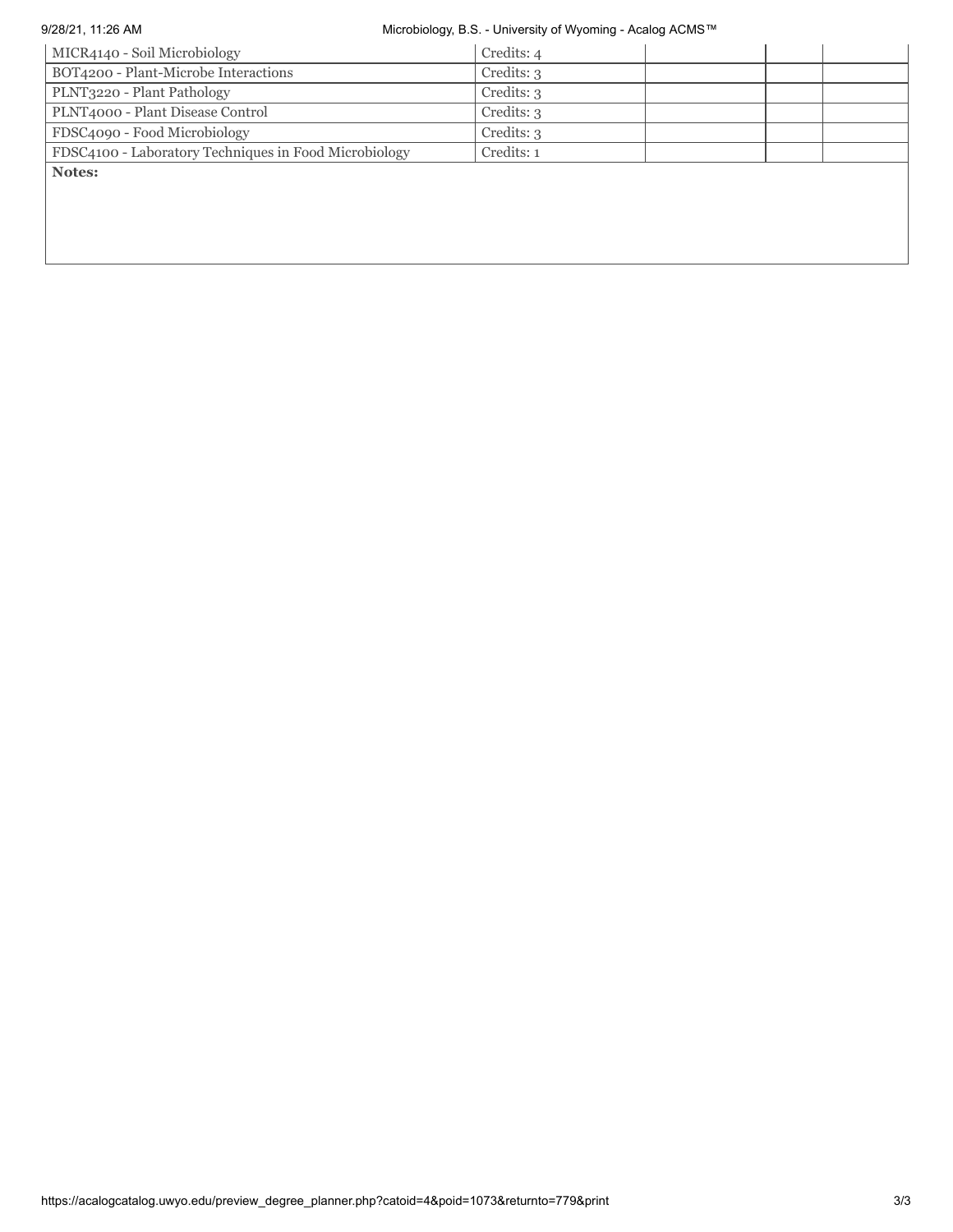| | | | | |
|---|---|---|---|---|
| MICR4140 - Soil Microbiology | Credits: 4 | | | |
| BOT4200 - Plant-Microbe Interactions | Credits: 3 | | | |
| PLNT3220 - Plant Pathology | Credits: 3 | | | |
| PLNT4000 - Plant Disease Control | Credits: 3 | | | |
| FDSC4090 - Food Microbiology | Credits: 3 | | | |
| FDSC4100 - Laboratory Techniques in Food Microbiology | Credits: 1 | | | |

**Notes:**